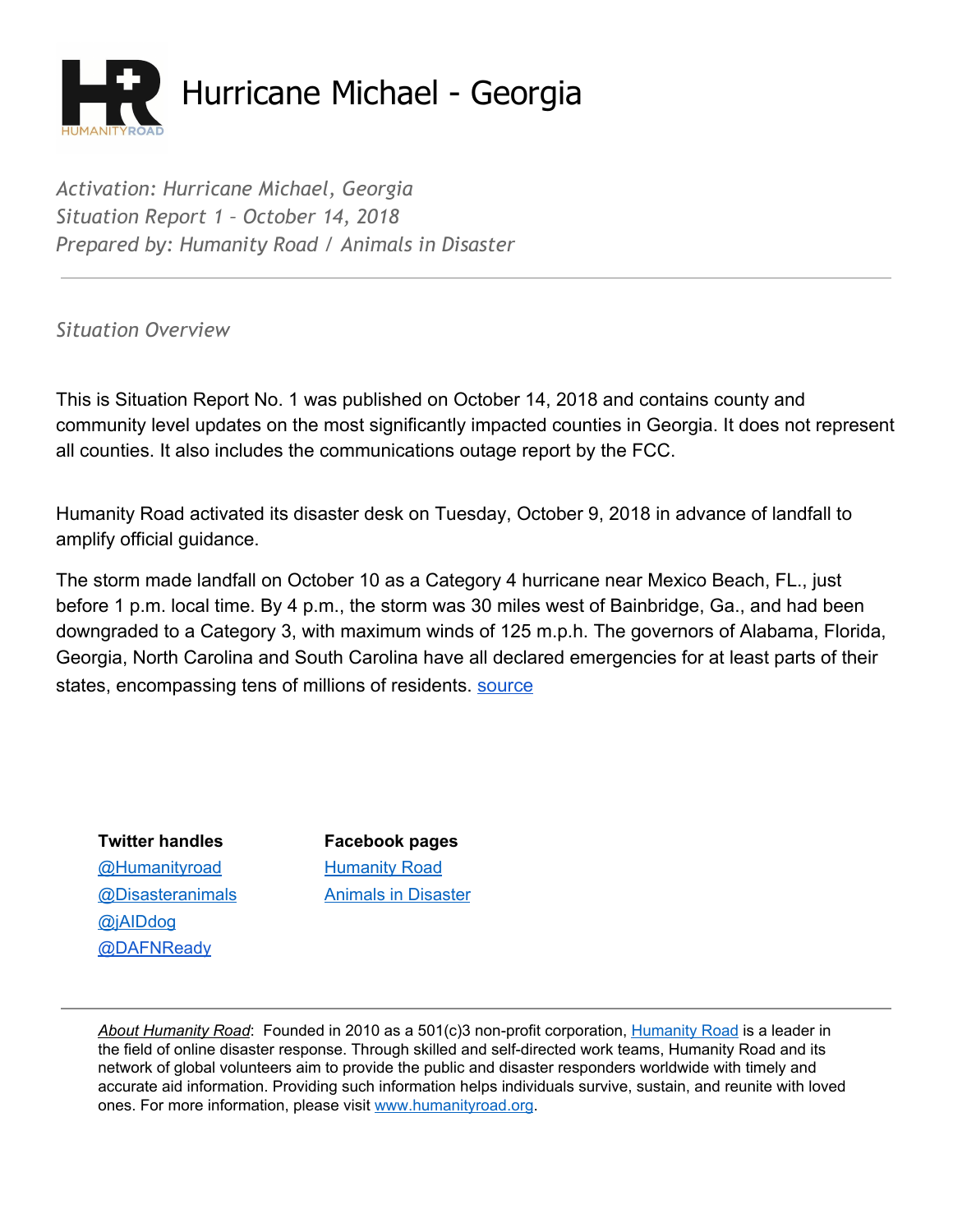# Hurricane Michael - Georgia

*Activation: Hurricane Michael, Georgia*
*Situation Report 1 – October 14, 2018*
*Prepared by: Humanity Road / Animals in Disaster*

---

## *Situation Overview*

This is Situation Report No. 1 was published on October 14, 2018 and contains county and community level updates on the most significantly impacted counties in Georgia. It does not represent all counties. It also includes the communications outage report by the FCC.

Humanity Road activated its disaster desk on Tuesday, October 9, 2018 in advance of landfall to amplify official guidance.

The storm made landfall on October 10 as a Category 4 hurricane near Mexico Beach, FL., just before 1 p.m. local time. By 4 p.m., the storm was 30 miles west of Bainbridge, Ga., and had been downgraded to a Category 3, with maximum winds of 125 m.p.h. The governors of Alabama, Florida, Georgia, North Carolina and South Carolina have all declared emergencies for at least parts of their states, encompassing tens of millions of residents. source

**Twitter handles**
@Humanityroad
@Disasteranimals
@jAIDdog
@DAFNReady

**Facebook pages**
Humanity Road
Animals in Disaster

---

*About Humanity Road*: Founded in 2010 as a 501(c)3 non-profit corporation, Humanity Road is a leader in the field of online disaster response. Through skilled and self-directed work teams, Humanity Road and its network of global volunteers aim to provide the public and disaster responders worldwide with timely and accurate aid information. Providing such information helps individuals survive, sustain, and reunite with loved ones. For more information, please visit www.humanityroad.org.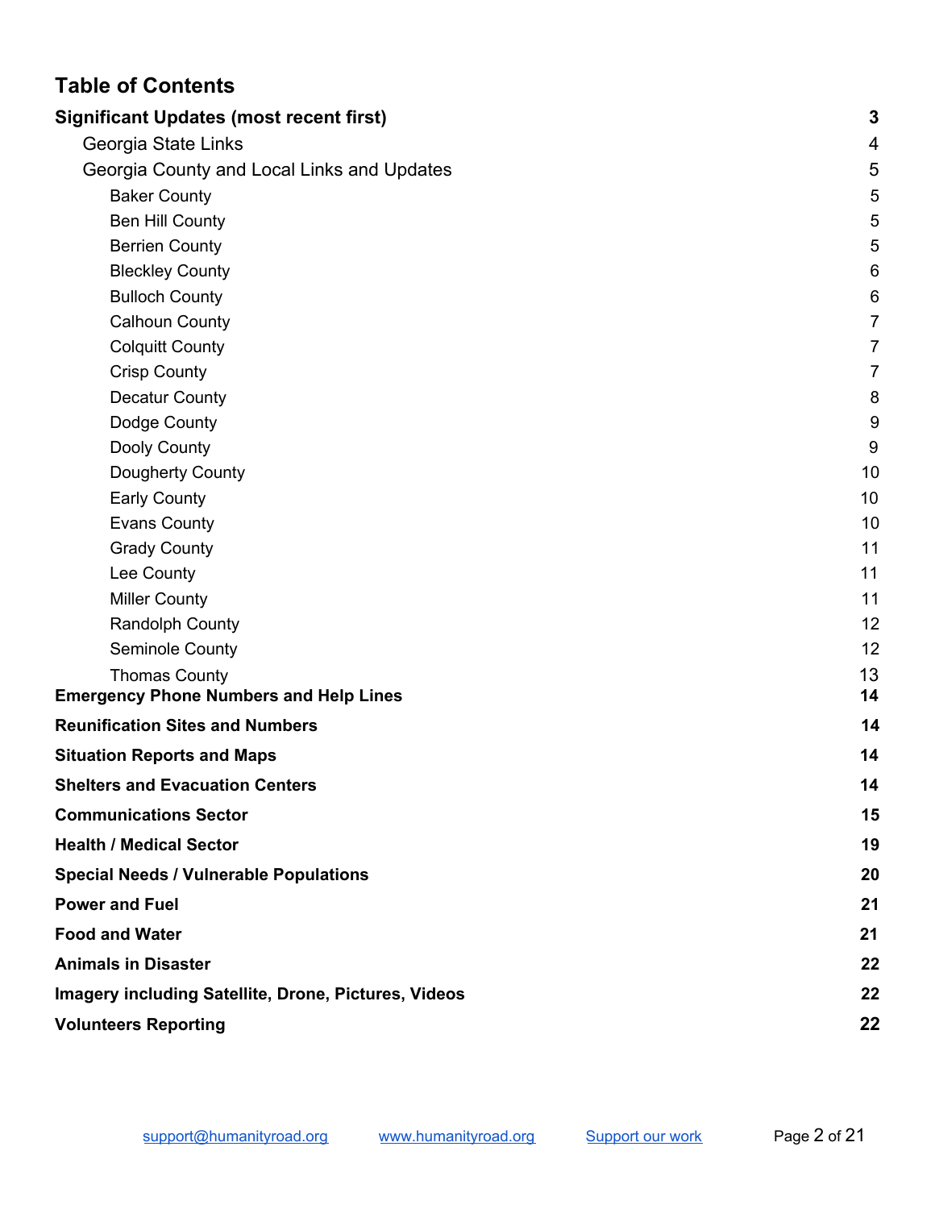# Table of Contents

**Significant Updates (most recent first)** 3

- Georgia State Links 4
- Georgia County and Local Links and Updates 5
  - Baker County 5
  - Ben Hill County 5
  - Berrien County 5
  - Bleckley County 6
  - Bulloch County 6
  - Calhoun County 7
  - Colquitt County 7
  - Crisp County 7
  - Decatur County 8
  - Dodge County 9
  - Dooly County 9
  - Dougherty County 10
  - Early County 10
  - Evans County 10
  - Grady County 11
  - Lee County 11
  - Miller County 11
  - Randolph County 12
  - Seminole County 12
  - Thomas County 13

**Emergency Phone Numbers and Help Lines** 14

**Reunification Sites and Numbers** 14

**Situation Reports and Maps** 14

**Shelters and Evacuation Centers** 14

**Communications Sector** 15

**Health / Medical Sector** 19

**Special Needs / Vulnerable Populations** 20

**Power and Fuel** 21

**Food and Water** 21

**Animals in Disaster** 22

**Imagery including Satellite, Drone, Pictures, Videos** 22

**Volunteers Reporting** 22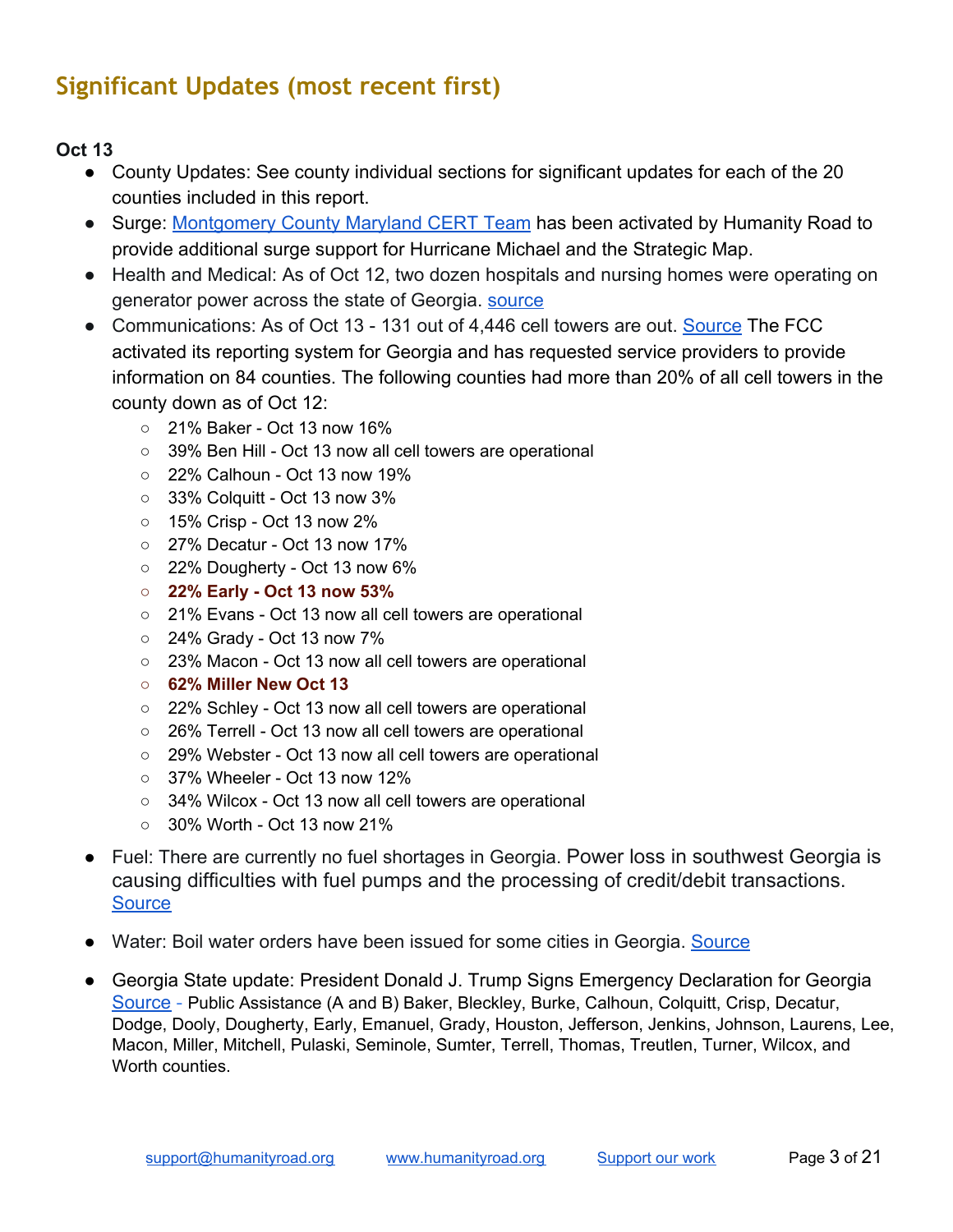## Significant Updates (most recent first)

**Oct 13**

- County Updates: See county individual sections for significant updates for each of the 20 counties included in this report.
- Surge: Montgomery County Maryland CERT Team has been activated by Humanity Road to provide additional surge support for Hurricane Michael and the Strategic Map.
- Health and Medical: As of Oct 12, two dozen hospitals and nursing homes were operating on generator power across the state of Georgia. source
- Communications: As of Oct 13 - 131 out of 4,446 cell towers are out. Source The FCC activated its reporting system for Georgia and has requested service providers to provide information on 84 counties. The following counties had more than 20% of all cell towers in the county down as of Oct 12:
  - 21% Baker - Oct 13 now 16%
  - 39% Ben Hill - Oct 13 now all cell towers are operational
  - 22% Calhoun - Oct 13 now 19%
  - 33% Colquitt - Oct 13 now 3%
  - 15% Crisp - Oct 13 now 2%
  - 27% Decatur - Oct 13 now 17%
  - 22% Dougherty - Oct 13 now 6%
  - **22% Early - Oct 13 now 53%**
  - 21% Evans - Oct 13 now all cell towers are operational
  - 24% Grady - Oct 13 now 7%
  - 23% Macon - Oct 13 now all cell towers are operational
  - **62% Miller New Oct 13**
  - 22% Schley - Oct 13 now all cell towers are operational
  - 26% Terrell - Oct 13 now all cell towers are operational
  - 29% Webster - Oct 13 now all cell towers are operational
  - 37% Wheeler - Oct 13 now 12%
  - 34% Wilcox - Oct 13 now all cell towers are operational
  - 30% Worth - Oct 13 now 21%
- Fuel: There are currently no fuel shortages in Georgia. Power loss in southwest Georgia is causing difficulties with fuel pumps and the processing of credit/debit transactions. Source
- Water: Boil water orders have been issued for some cities in Georgia. Source
- Georgia State update: President Donald J. Trump Signs Emergency Declaration for Georgia Source - Public Assistance (A and B) Baker, Bleckley, Burke, Calhoun, Colquitt, Crisp, Decatur, Dodge, Dooly, Dougherty, Early, Emanuel, Grady, Houston, Jefferson, Jenkins, Johnson, Laurens, Lee, Macon, Miller, Mitchell, Pulaski, Seminole, Sumter, Terrell, Thomas, Treutlen, Turner, Wilcox, and Worth counties.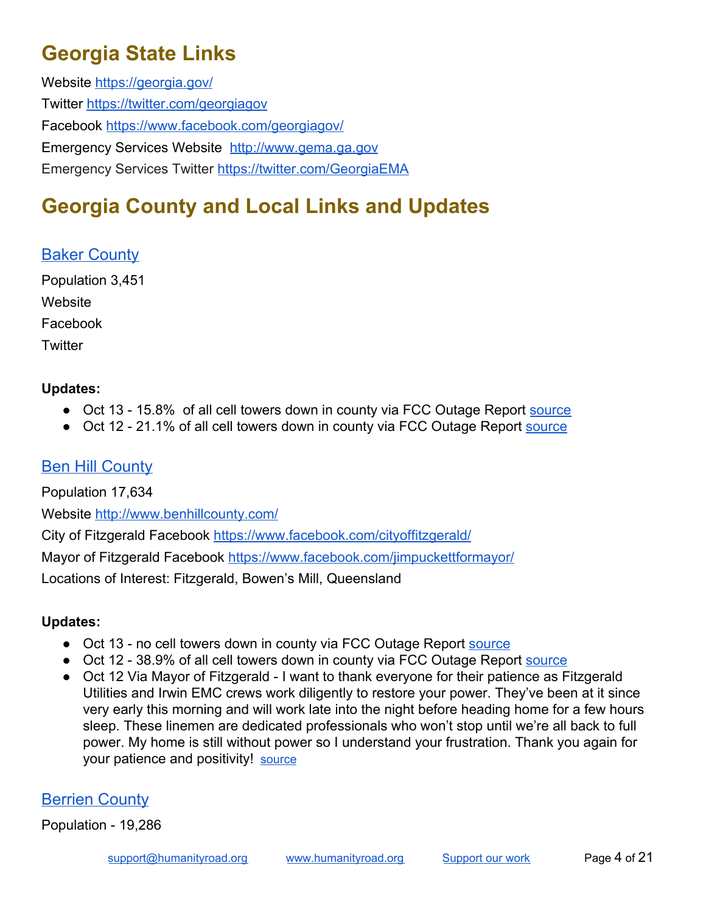# Georgia State Links

Website https://georgia.gov/

Twitter https://twitter.com/georgiagov

Facebook https://www.facebook.com/georgiagov/

Emergency Services Website http://www.gema.ga.gov

Emergency Services Twitter https://twitter.com/GeorgiaEMA

# Georgia County and Local Links and Updates

## Baker County

Population 3,451

Website

Facebook

Twitter

**Updates:**

- Oct 13 - 15.8% of all cell towers down in county via FCC Outage Report source
- Oct 12 - 21.1% of all cell towers down in county via FCC Outage Report source

## Ben Hill County

Population 17,634

Website http://www.benhillcounty.com/

City of Fitzgerald Facebook https://www.facebook.com/cityoffitzgerald/

Mayor of Fitzgerald Facebook https://www.facebook.com/jimpuckettformayor/

Locations of Interest: Fitzgerald, Bowen's Mill, Queensland

**Updates:**

- Oct 13 - no cell towers down in county via FCC Outage Report source
- Oct 12 - 38.9% of all cell towers down in county via FCC Outage Report source
- Oct 12 Via Mayor of Fitzgerald - I want to thank everyone for their patience as Fitzgerald Utilities and Irwin EMC crews work diligently to restore your power. They've been at it since very early this morning and will work late into the night before heading home for a few hours sleep. These linemen are dedicated professionals who won't stop until we're all back to full power. My home is still without power so I understand your frustration. Thank you again for your patience and positivity! source

## Berrien County

Population - 19,286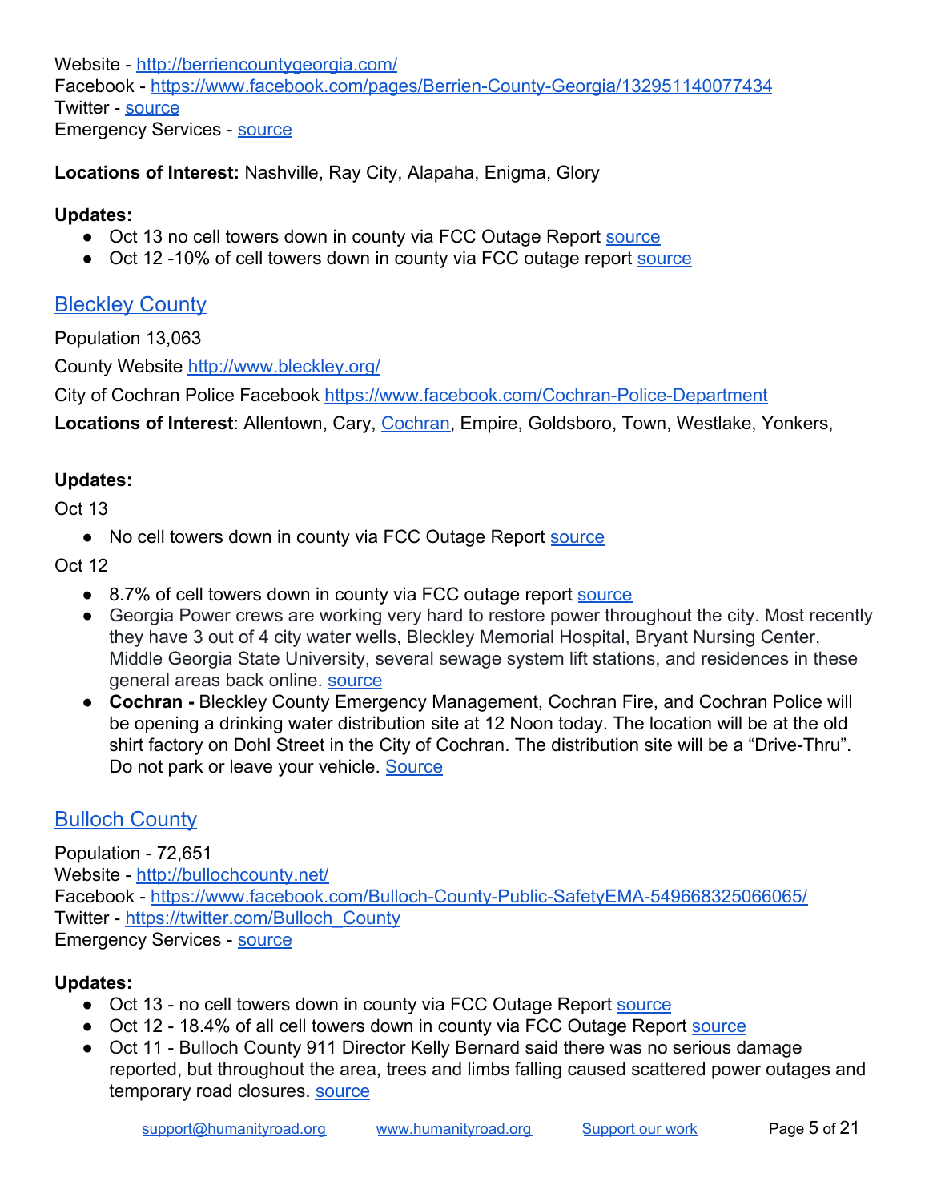Website - http://berriencountygeorgia.com/
Facebook - https://www.facebook.com/pages/Berrien-County-Georgia/132951140077434
Twitter - source
Emergency Services - source

**Locations of Interest:** Nashville, Ray City, Alapaha, Enigma, Glory

**Updates:**

- Oct 13 no cell towers down in county via FCC Outage Report source
- Oct 12 -10% of cell towers down in county via FCC outage report source

## Bleckley County

Population 13,063

County Website http://www.bleckley.org/

City of Cochran Police Facebook https://www.facebook.com/Cochran-Police-Department

**Locations of Interest**: Allentown, Cary, Cochran, Empire, Goldsboro, Town, Westlake, Yonkers,

**Updates:**

Oct 13

- No cell towers down in county via FCC Outage Report source

Oct 12

- 8.7% of cell towers down in county via FCC outage report source
- Georgia Power crews are working very hard to restore power throughout the city. Most recently they have 3 out of 4 city water wells, Bleckley Memorial Hospital, Bryant Nursing Center, Middle Georgia State University, several sewage system lift stations, and residences in these general areas back online. source
- **Cochran -** Bleckley County Emergency Management, Cochran Fire, and Cochran Police will be opening a drinking water distribution site at 12 Noon today. The location will be at the old shirt factory on Dohl Street in the City of Cochran. The distribution site will be a "Drive-Thru". Do not park or leave your vehicle. Source

## Bulloch County

Population - 72,651
Website - http://bullochcounty.net/
Facebook - https://www.facebook.com/Bulloch-County-Public-SafetyEMA-549668325066065/
Twitter - https://twitter.com/Bulloch_County
Emergency Services - source

**Updates:**

- Oct 13 - no cell towers down in county via FCC Outage Report source
- Oct 12 - 18.4% of all cell towers down in county via FCC Outage Report source
- Oct 11 - Bulloch County 911 Director Kelly Bernard said there was no serious damage reported, but throughout the area, trees and limbs falling caused scattered power outages and temporary road closures. source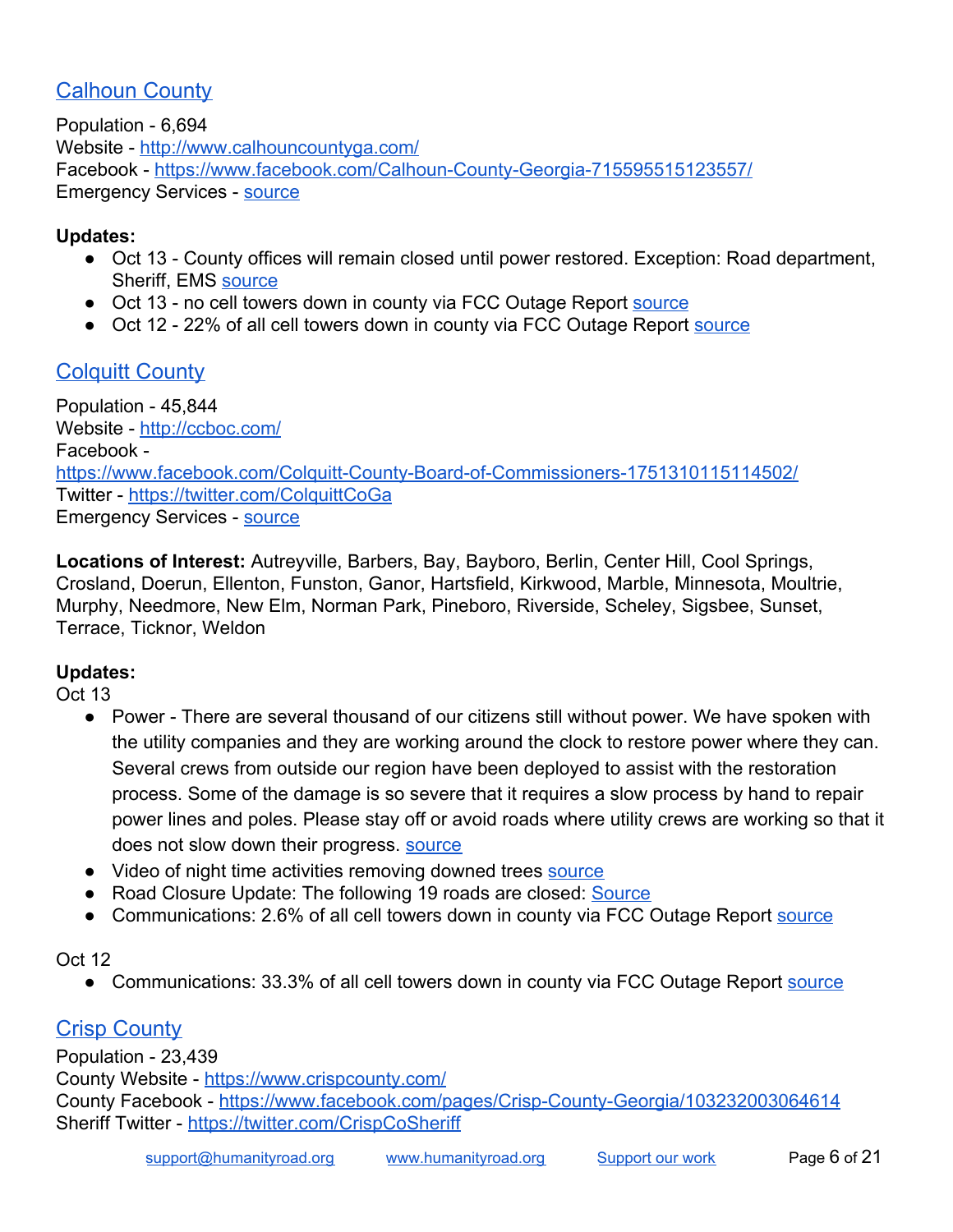## [Calhoun County]

Population - 6,694
Website - http://www.calhouncountyga.com/
Facebook - https://www.facebook.com/Calhoun-County-Georgia-715595515123557/
Emergency Services - source

**Updates:**

- Oct 13 - County offices will remain closed until power restored. Exception: Road department, Sheriff, EMS source
- Oct 13 - no cell towers down in county via FCC Outage Report source
- Oct 12 - 22% of all cell towers down in county via FCC Outage Report source

## [Colquitt County]

Population - 45,844
Website - http://ccboc.com/
Facebook - https://www.facebook.com/Colquitt-County-Board-of-Commissioners-1751310115114502/
Twitter - https://twitter.com/ColquittCoGa
Emergency Services - source

**Locations of Interest:** Autreyville, Barbers, Bay, Bayboro, Berlin, Center Hill, Cool Springs, Crosland, Doerun, Ellenton, Funston, Ganor, Hartsfield, Kirkwood, Marble, Minnesota, Moultrie, Murphy, Needmore, New Elm, Norman Park, Pineboro, Riverside, Scheley, Sigsbee, Sunset, Terrace, Ticknor, Weldon

**Updates:**

Oct 13

- Power - There are several thousand of our citizens still without power. We have spoken with the utility companies and they are working around the clock to restore power where they can. Several crews from outside our region have been deployed to assist with the restoration process. Some of the damage is so severe that it requires a slow process by hand to repair power lines and poles. Please stay off or avoid roads where utility crews are working so that it does not slow down their progress. source
- Video of night time activities removing downed trees source
- Road Closure Update: The following 19 roads are closed: Source
- Communications: 2.6% of all cell towers down in county via FCC Outage Report source

Oct 12

- Communications: 33.3% of all cell towers down in county via FCC Outage Report source

## [Crisp County]

Population - 23,439
County Website - https://www.crispcounty.com/
County Facebook - https://www.facebook.com/pages/Crisp-County-Georgia/103232003064614
Sheriff Twitter - https://twitter.com/CrispCoSheriff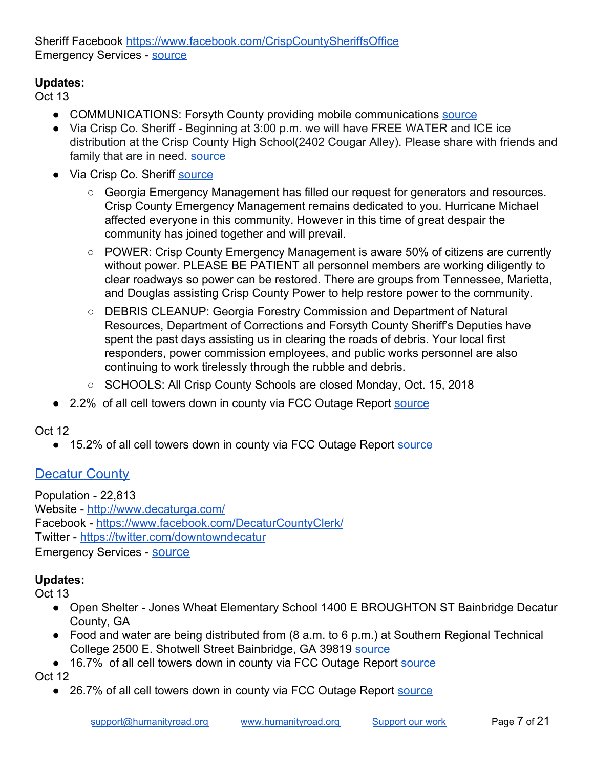Sheriff Facebook https://www.facebook.com/CrispCountySheriffsOffice
Emergency Services - source

**Updates:**
Oct 13

- COMMUNICATIONS: Forsyth County providing mobile communications source
- Via Crisp Co. Sheriff - Beginning at 3:00 p.m. we will have FREE WATER and ICE ice distribution at the Crisp County High School(2402 Cougar Alley). Please share with friends and family that are in need. source
- Via Crisp Co. Sheriff source
  - Georgia Emergency Management has filled our request for generators and resources. Crisp County Emergency Management remains dedicated to you. Hurricane Michael affected everyone in this community. However in this time of great despair the community has joined together and will prevail.
  - POWER: Crisp County Emergency Management is aware 50% of citizens are currently without power. PLEASE BE PATIENT all personnel members are working diligently to clear roadways so power can be restored. There are groups from Tennessee, Marietta, and Douglas assisting Crisp County Power to help restore power to the community.
  - DEBRIS CLEANUP: Georgia Forestry Commission and Department of Natural Resources, Department of Corrections and Forsyth County Sheriff's Deputies have spent the past days assisting us in clearing the roads of debris. Your local first responders, power commission employees, and public works personnel are also continuing to work tirelessly through the rubble and debris.
  - SCHOOLS: All Crisp County Schools are closed Monday, Oct. 15, 2018
- 2.2% of all cell towers down in county via FCC Outage Report source

Oct 12

- 15.2% of all cell towers down in county via FCC Outage Report source

## Decatur County

Population - 22,813
Website - http://www.decaturga.com/
Facebook - https://www.facebook.com/DecaturCountyClerk/
Twitter - https://twitter.com/downtowndecatur
Emergency Services - source

**Updates:**
Oct 13

- Open Shelter - Jones Wheat Elementary School 1400 E BROUGHTON ST Bainbridge Decatur County, GA
- Food and water are being distributed from (8 a.m. to 6 p.m.) at Southern Regional Technical College 2500 E. Shotwell Street Bainbridge, GA 39819 source
- 16.7% of all cell towers down in county via FCC Outage Report source

Oct 12

- 26.7% of all cell towers down in county via FCC Outage Report source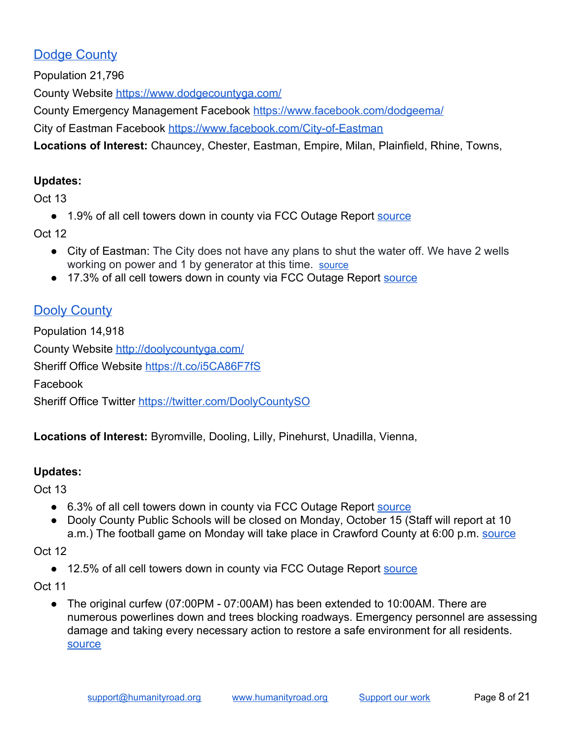## [Dodge County]

Population 21,796

County Website [https://www.dodgecountyga.com/]

County Emergency Management Facebook [https://www.facebook.com/dodgeema/]

City of Eastman Facebook [https://www.facebook.com/City-of-Eastman]

**Locations of Interest:** Chauncey, Chester, Eastman, Empire, Milan, Plainfield, Rhine, Towns,

**Updates:**

Oct 13

- 1.9% of all cell towers down in county via FCC Outage Report [source]

Oct 12

- City of Eastman: The City does not have any plans to shut the water off. We have 2 wells working on power and 1 by generator at this time. [source]
- 17.3% of all cell towers down in county via FCC Outage Report [source]

## [Dooly County]

Population 14,918

County Website [http://doolycountyga.com/]

Sheriff Office Website [https://t.co/i5CA86F7fS]

Facebook

Sheriff Office Twitter [https://twitter.com/DoolyCountySO]

**Locations of Interest:** Byromville, Dooling, Lilly, Pinehurst, Unadilla, Vienna,

**Updates:**

Oct 13

- 6.3% of all cell towers down in county via FCC Outage Report [source]
- Dooly County Public Schools will be closed on Monday, October 15 (Staff will report at 10 a.m.) The football game on Monday will take place in Crawford County at 6:00 p.m. [source]

Oct 12

- 12.5% of all cell towers down in county via FCC Outage Report [source]

Oct 11

- The original curfew (07:00PM - 07:00AM) has been extended to 10:00AM. There are numerous powerlines down and trees blocking roadways. Emergency personnel are assessing damage and taking every necessary action to restore a safe environment for all residents. [source]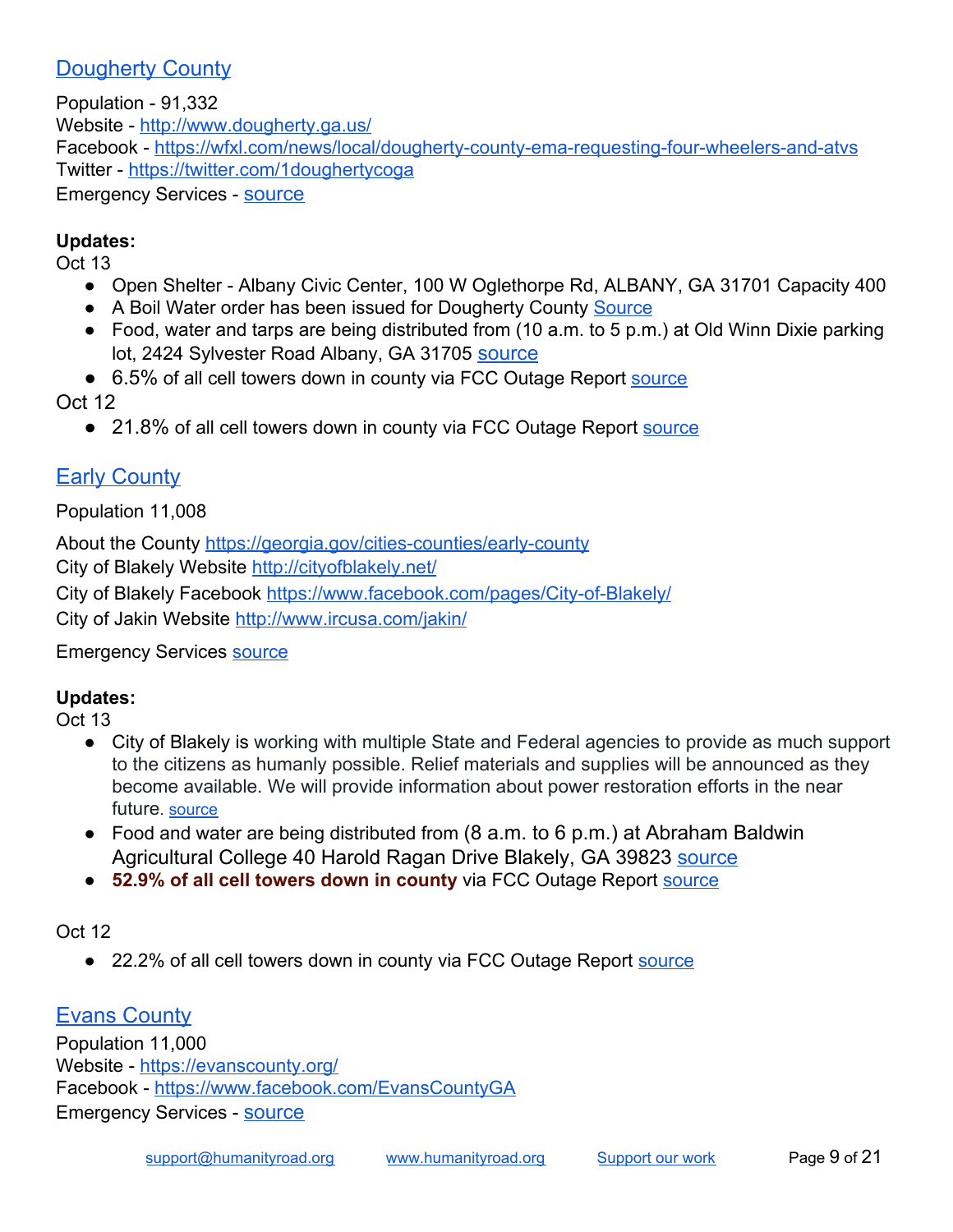## Dougherty County

Population - 91,332
Website - http://www.dougherty.ga.us/
Facebook - https://wfxl.com/news/local/dougherty-county-ema-requesting-four-wheelers-and-atvs
Twitter - https://twitter.com/1doughertycoga
Emergency Services - source

**Updates:**
Oct 13

- Open Shelter - Albany Civic Center, 100 W Oglethorpe Rd, ALBANY, GA 31701 Capacity 400
- A Boil Water order has been issued for Dougherty County Source
- Food, water and tarps are being distributed from (10 a.m. to 5 p.m.) at Old Winn Dixie parking lot, 2424 Sylvester Road Albany, GA 31705 source
- 6.5% of all cell towers down in county via FCC Outage Report source

Oct 12

- 21.8% of all cell towers down in county via FCC Outage Report source

## Early County

Population 11,008

About the County https://georgia.gov/cities-counties/early-county
City of Blakely Website http://cityofblakely.net/
City of Blakely Facebook https://www.facebook.com/pages/City-of-Blakely/
City of Jakin Website http://www.ircusa.com/jakin/

Emergency Services source

**Updates:**
Oct 13

- City of Blakely is working with multiple State and Federal agencies to provide as much support to the citizens as humanly possible. Relief materials and supplies will be announced as they become available. We will provide information about power restoration efforts in the near future. source
- Food and water are being distributed from (8 a.m. to 6 p.m.) at Abraham Baldwin Agricultural College 40 Harold Ragan Drive Blakely, GA 39823 source
- **52.9% of all cell towers down in county** via FCC Outage Report source

Oct 12

- 22.2% of all cell towers down in county via FCC Outage Report source

## Evans County

Population 11,000
Website - https://evanscounty.org/
Facebook - https://www.facebook.com/EvansCountyGA
Emergency Services - source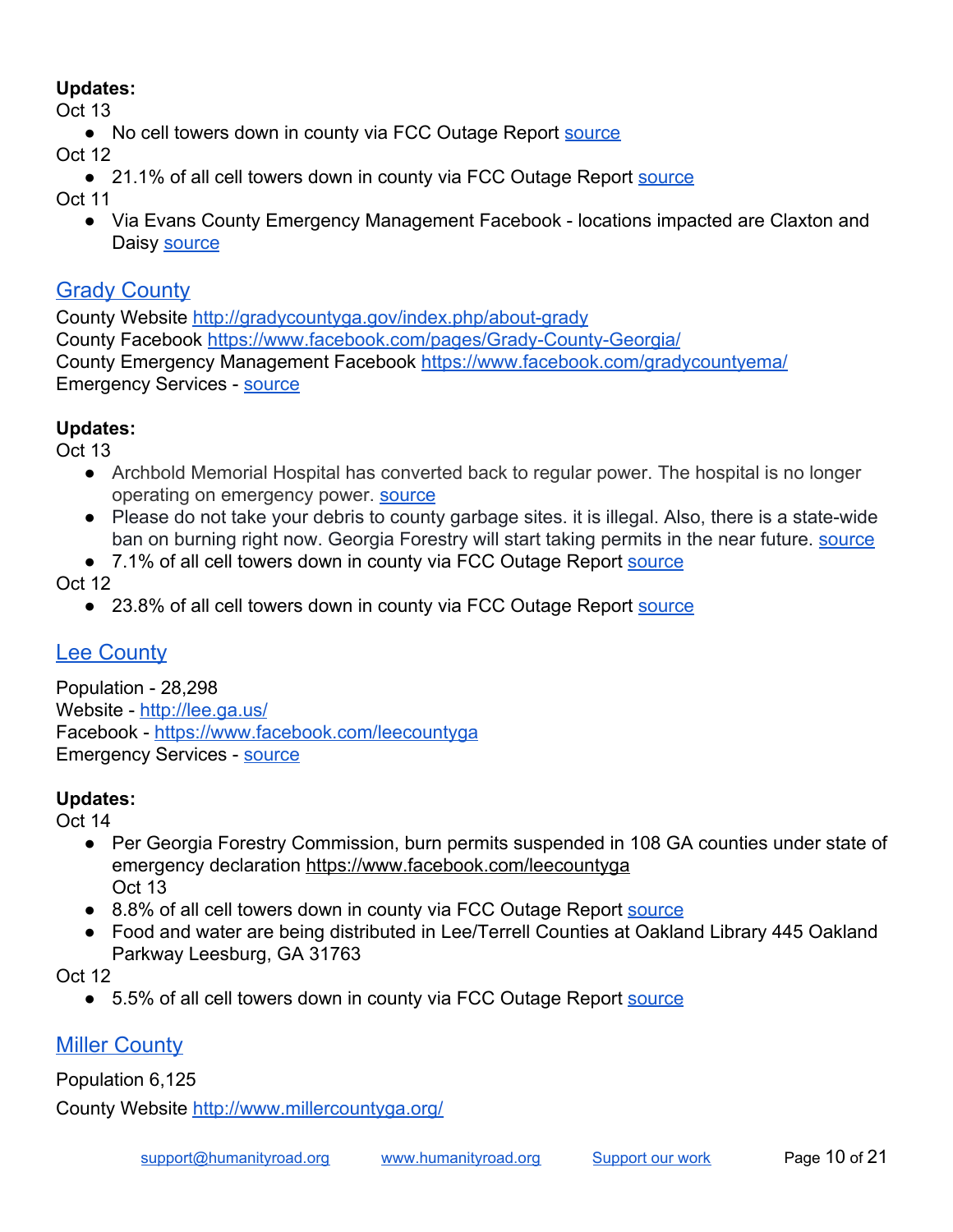**Updates:**

Oct 13

- No cell towers down in county via FCC Outage Report source

Oct 12

- 21.1% of all cell towers down in county via FCC Outage Report source

Oct 11

- Via Evans County Emergency Management Facebook - locations impacted are Claxton and Daisy source

## Grady County

County Website http://gradycountyga.gov/index.php/about-grady
County Facebook https://www.facebook.com/pages/Grady-County-Georgia/
County Emergency Management Facebook https://www.facebook.com/gradycountyema/
Emergency Services - source

**Updates:**

Oct 13

- Archbold Memorial Hospital has converted back to regular power. The hospital is no longer operating on emergency power. source
- Please do not take your debris to county garbage sites. it is illegal. Also, there is a state-wide ban on burning right now. Georgia Forestry will start taking permits in the near future. source
- 7.1% of all cell towers down in county via FCC Outage Report source

Oct 12

- 23.8% of all cell towers down in county via FCC Outage Report source

## Lee County

Population - 28,298
Website - http://lee.ga.us/
Facebook - https://www.facebook.com/leecountyga
Emergency Services - source

**Updates:**

Oct 14

- Per Georgia Forestry Commission, burn permits suspended in 108 GA counties under state of emergency declaration https://www.facebook.com/leecountyga

Oct 13

- 8.8% of all cell towers down in county via FCC Outage Report source
- Food and water are being distributed in Lee/Terrell Counties at Oakland Library 445 Oakland Parkway Leesburg, GA 31763

Oct 12

- 5.5% of all cell towers down in county via FCC Outage Report source

## Miller County

Population 6,125

County Website http://www.millercountyga.org/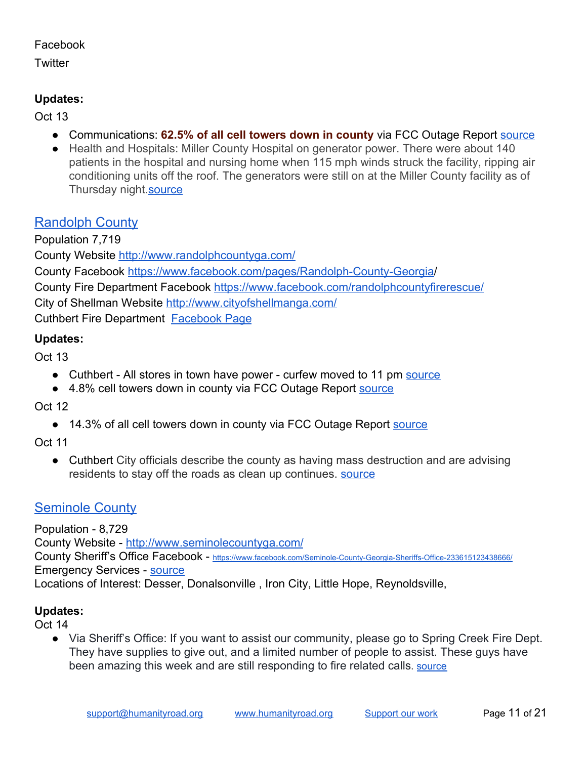Facebook

Twitter

**Updates:**

Oct 13

- Communications: **62.5% of all cell towers down in county** via FCC Outage Report source
- Health and Hospitals: Miller County Hospital on generator power. There were about 140 patients in the hospital and nursing home when 115 mph winds struck the facility, ripping air conditioning units off the roof. The generators were still on at the Miller County facility as of Thursday night.source

## Randolph County

Population 7,719

County Website http://www.randolphcountyga.com/

County Facebook https://www.facebook.com/pages/Randolph-County-Georgia/

County Fire Department Facebook https://www.facebook.com/randolphcountyfirerescue/

City of Shellman Website http://www.cityofshellmanga.com/

Cuthbert Fire Department Facebook Page

**Updates:**

Oct 13

- Cuthbert - All stores in town have power - curfew moved to 11 pm source
- 4.8% cell towers down in county via FCC Outage Report source

Oct 12

- 14.3% of all cell towers down in county via FCC Outage Report source

Oct 11

- Cuthbert City officials describe the county as having mass destruction and are advising residents to stay off the roads as clean up continues. source

## Seminole County

Population - 8,729

County Website - http://www.seminolecountyga.com/

County Sheriff's Office Facebook - https://www.facebook.com/Seminole-County-Georgia-Sheriffs-Office-233615123438666/

Emergency Services - source

Locations of Interest: Desser, Donalsonville , Iron City, Little Hope, Reynoldsville,

**Updates:**

Oct 14

- Via Sheriff's Office: If you want to assist our community, please go to Spring Creek Fire Dept. They have supplies to give out, and a limited number of people to assist. These guys have been amazing this week and are still responding to fire related calls. source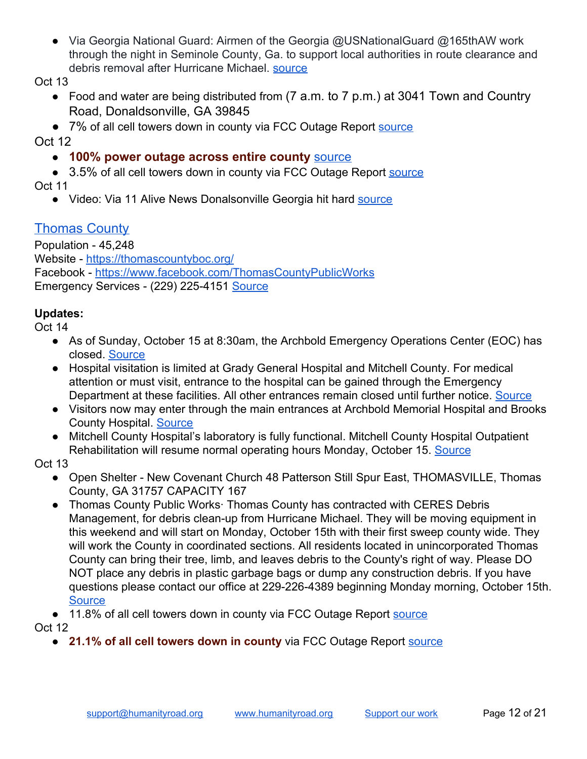- Via Georgia National Guard: Airmen of the Georgia @USNationalGuard @165thAW work through the night in Seminole County, Ga. to support local authorities in route clearance and debris removal after Hurricane Michael. source

Oct 13

- Food and water are being distributed from (7 a.m. to 7 p.m.) at 3041 Town and Country Road, Donaldsonville, GA 39845
- 7% of all cell towers down in county via FCC Outage Report source

Oct 12

- **100% power outage across entire county** source
- 3.5% of all cell towers down in county via FCC Outage Report source

Oct 11

- Video: Via 11 Alive News Donalsonville Georgia hit hard source

## Thomas County

Population - 45,248
Website - https://thomascountyboc.org/
Facebook - https://www.facebook.com/ThomasCountyPublicWorks
Emergency Services - (229) 225-4151 Source

**Updates:**

Oct 14

- As of Sunday, October 15 at 8:30am, the Archbold Emergency Operations Center (EOC) has closed. Source
- Hospital visitation is limited at Grady General Hospital and Mitchell County. For medical attention or must visit, entrance to the hospital can be gained through the Emergency Department at these facilities. All other entrances remain closed until further notice. Source
- Visitors now may enter through the main entrances at Archbold Memorial Hospital and Brooks County Hospital. Source
- Mitchell County Hospital's laboratory is fully functional. Mitchell County Hospital Outpatient Rehabilitation will resume normal operating hours Monday, October 15. Source

Oct 13

- Open Shelter - New Covenant Church 48 Patterson Still Spur East, THOMASVILLE, Thomas County, GA 31757 CAPACITY 167
- Thomas County Public Works· Thomas County has contracted with CERES Debris Management, for debris clean-up from Hurricane Michael. They will be moving equipment in this weekend and will start on Monday, October 15th with their first sweep county wide. They will work the County in coordinated sections. All residents located in unincorporated Thomas County can bring their tree, limb, and leaves debris to the County's right of way. Please DO NOT place any debris in plastic garbage bags or dump any construction debris. If you have questions please contact our office at 229-226-4389 beginning Monday morning, October 15th. Source
- 11.8% of all cell towers down in county via FCC Outage Report source

Oct 12

- **21.1% of all cell towers down in county** via FCC Outage Report source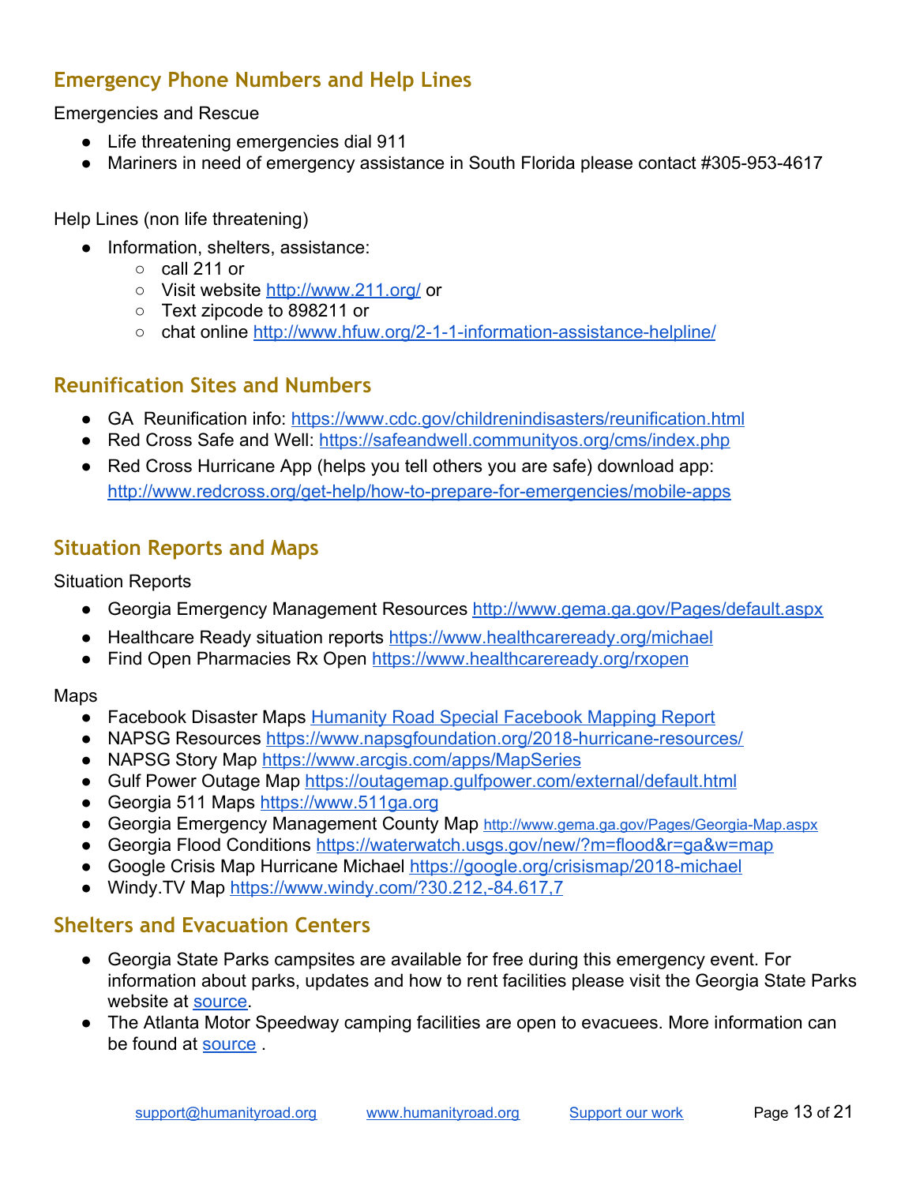## Emergency Phone Numbers and Help Lines

Emergencies and Rescue

- Life threatening emergencies dial 911
- Mariners in need of emergency assistance in South Florida please contact #305-953-4617

Help Lines (non life threatening)

- Information, shelters, assistance:
  - call 211 or
  - Visit website http://www.211.org/ or
  - Text zipcode to 898211 or
  - chat online http://www.hfuw.org/2-1-1-information-assistance-helpline/

## Reunification Sites and Numbers

- GA Reunification info: https://www.cdc.gov/childrenindisasters/reunification.html
- Red Cross Safe and Well: https://safeandwell.communityos.org/cms/index.php
- Red Cross Hurricane App (helps you tell others you are safe) download app: http://www.redcross.org/get-help/how-to-prepare-for-emergencies/mobile-apps

## Situation Reports and Maps

Situation Reports

- Georgia Emergency Management Resources http://www.gema.ga.gov/Pages/default.aspx
- Healthcare Ready situation reports https://www.healthcareready.org/michael
- Find Open Pharmacies Rx Open https://www.healthcareready.org/rxopen

Maps

- Facebook Disaster Maps Humanity Road Special Facebook Mapping Report
- NAPSG Resources https://www.napsgfoundation.org/2018-hurricane-resources/
- NAPSG Story Map https://www.arcgis.com/apps/MapSeries
- Gulf Power Outage Map https://outagemap.gulfpower.com/external/default.html
- Georgia 511 Maps https://www.511ga.org
- Georgia Emergency Management County Map http://www.gema.ga.gov/Pages/Georgia-Map.aspx
- Georgia Flood Conditions https://waterwatch.usgs.gov/new/?m=flood&r=ga&w=map
- Google Crisis Map Hurricane Michael https://google.org/crisismap/2018-michael
- Windy.TV Map https://www.windy.com/?30.212,-84.617,7

## Shelters and Evacuation Centers

- Georgia State Parks campsites are available for free during this emergency event. For information about parks, updates and how to rent facilities please visit the Georgia State Parks website at source.
- The Atlanta Motor Speedway camping facilities are open to evacuees. More information can be found at source .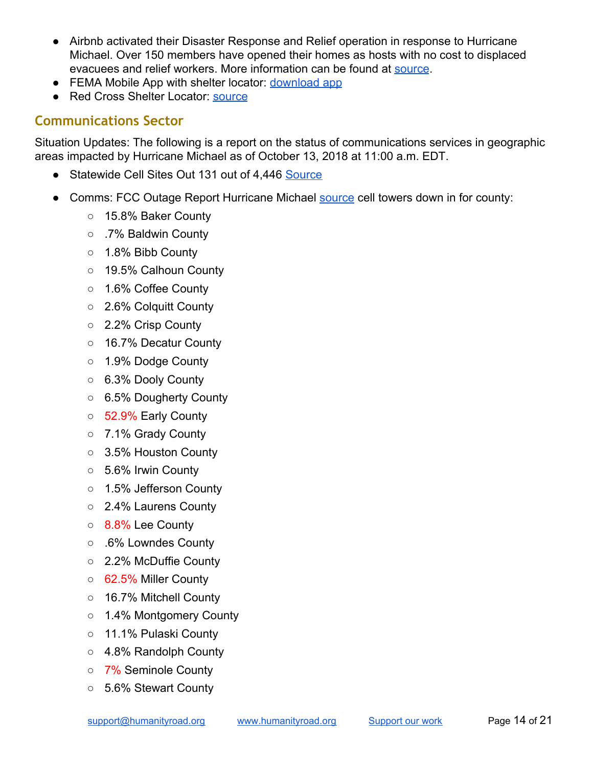- Airbnb activated their Disaster Response and Relief operation in response to Hurricane Michael. Over 150 members have opened their homes as hosts with no cost to displaced evacuees and relief workers. More information can be found at source.
- FEMA Mobile App with shelter locator: download app
- Red Cross Shelter Locator: source

## Communications Sector

Situation Updates: The following is a report on the status of communications services in geographic areas impacted by Hurricane Michael as of October 13, 2018 at 11:00 a.m. EDT.

- Statewide Cell Sites Out 131 out of 4,446 Source
- Comms: FCC Outage Report Hurricane Michael source cell towers down in for county:
  - 15.8% Baker County
  - .7% Baldwin County
  - 1.8% Bibb County
  - 19.5% Calhoun County
  - 1.6% Coffee County
  - 2.6% Colquitt County
  - 2.2% Crisp County
  - 16.7% Decatur County
  - 1.9% Dodge County
  - 6.3% Dooly County
  - 6.5% Dougherty County
  - 52.9% Early County
  - 7.1% Grady County
  - 3.5% Houston County
  - 5.6% Irwin County
  - 1.5% Jefferson County
  - 2.4% Laurens County
  - 8.8% Lee County
  - .6% Lowndes County
  - 2.2% McDuffie County
  - 62.5% Miller County
  - 16.7% Mitchell County
  - 1.4% Montgomery County
  - 11.1% Pulaski County
  - 4.8% Randolph County
  - 7% Seminole County
  - 5.6% Stewart County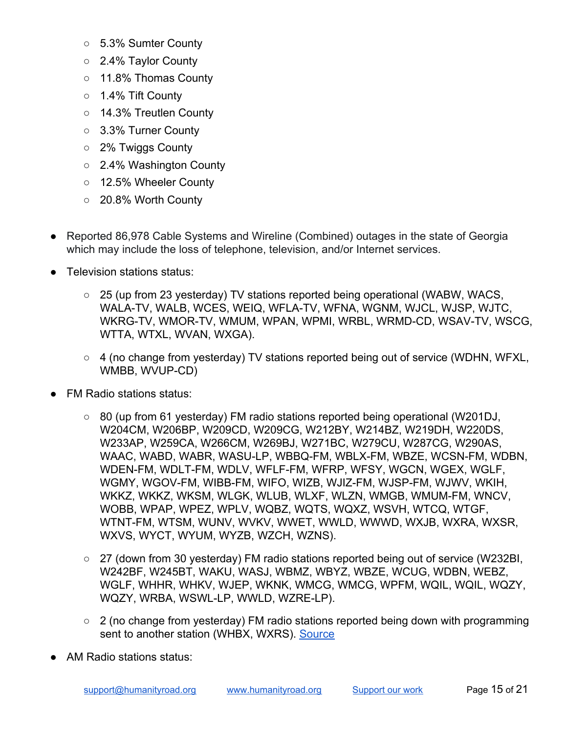- 5.3% Sumter County
    - 2.4% Taylor County
    - 11.8% Thomas County
    - 1.4% Tift County
    - 14.3% Treutlen County
    - 3.3% Turner County
    - 2% Twiggs County
    - 2.4% Washington County
    - 12.5% Wheeler County
    - 20.8% Worth County

- Reported 86,978 Cable Systems and Wireline (Combined) outages in the state of Georgia which may include the loss of telephone, television, and/or Internet services.
- Television stations status:
    - 25 (up from 23 yesterday) TV stations reported being operational (WABW, WACS, WALA-TV, WALB, WCES, WEIQ, WFLA-TV, WFNA, WGNM, WJCL, WJSP, WJTC, WKRG-TV, WMOR-TV, WMUM, WPAN, WPMI, WRBL, WRMD-CD, WSAV-TV, WSCG, WTTA, WTXL, WVAN, WXGA).
    - 4 (no change from yesterday) TV stations reported being out of service (WDHN, WFXL, WMBB, WVUP-CD)
- FM Radio stations status:
    - 80 (up from 61 yesterday) FM radio stations reported being operational (W201DJ, W204CM, W206BP, W209CD, W209CG, W212BY, W214BZ, W219DH, W220DS, W233AP, W259CA, W266CM, W269BJ, W271BC, W279CU, W287CG, W290AS, WAAC, WABD, WABR, WASU-LP, WBBQ-FM, WBLX-FM, WBZE, WCSN-FM, WDBN, WDEN-FM, WDLT-FM, WDLV, WFLF-FM, WFRP, WFSY, WGCN, WGEX, WGLF, WGMY, WGOV-FM, WIBB-FM, WIFO, WIZB, WJIZ-FM, WJSP-FM, WJWV, WKIH, WKKZ, WKKZ, WKSM, WLGK, WLUB, WLXF, WLZN, WMGB, WMUM-FM, WNCV, WOBB, WPAP, WPEZ, WPLV, WQBZ, WQTS, WQXZ, WSVH, WTCQ, WTGF, WTNT-FM, WTSM, WUNV, WVKV, WWET, WWLD, WWWD, WXJB, WXRA, WXSR, WXVS, WYCT, WYUM, WYZB, WZCH, WZNS).
    - 27 (down from 30 yesterday) FM radio stations reported being out of service (W232BI, W242BF, W245BT, WAKU, WASJ, WBMZ, WBYZ, WBZE, WCUG, WDBN, WEBZ, WGLF, WHHR, WHKV, WJEP, WKNK, WMCG, WMCG, WPFM, WQIL, WQIL, WQZY, WQZY, WRBA, WSWL-LP, WWLD, WZRE-LP).
    - 2 (no change from yesterday) FM radio stations reported being down with programming sent to another station (WHBX, WXRS). Source
- AM Radio stations status: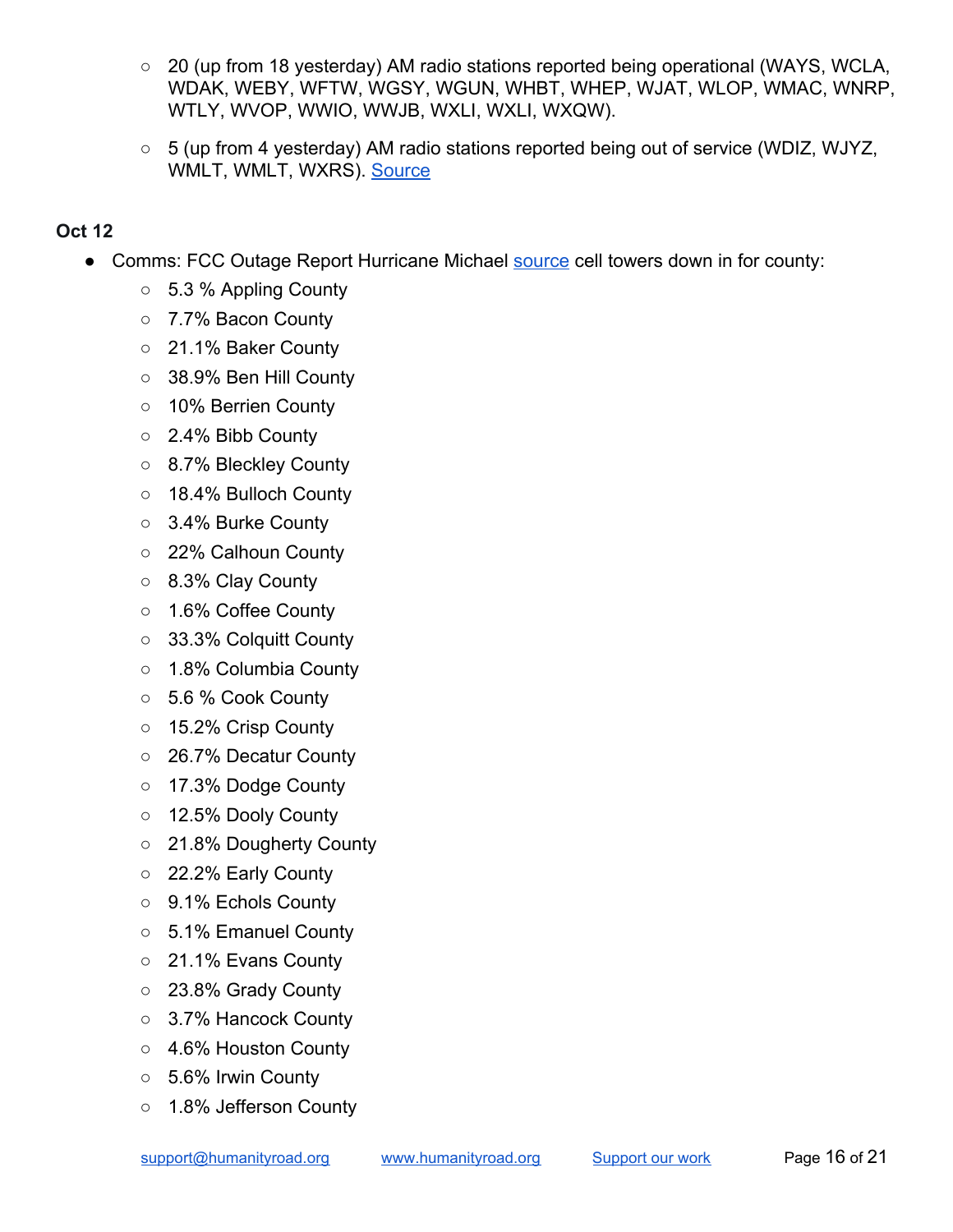- 20 (up from 18 yesterday) AM radio stations reported being operational (WAYS, WCLA, WDAK, WEBY, WFTW, WGSY, WGUN, WHBT, WHEP, WJAT, WLOP, WMAC, WNRP, WTLY, WVOP, WWIO, WWJB, WXLI, WXLI, WXQW).
- 5 (up from 4 yesterday) AM radio stations reported being out of service (WDIZ, WJYZ, WMLT, WMLT, WXRS). Source

**Oct 12**

- Comms: FCC Outage Report Hurricane Michael source cell towers down in for county:
  - 5.3 % Appling County
  - 7.7% Bacon County
  - 21.1% Baker County
  - 38.9% Ben Hill County
  - 10% Berrien County
  - 2.4% Bibb County
  - 8.7% Bleckley County
  - 18.4% Bulloch County
  - 3.4% Burke County
  - 22% Calhoun County
  - 8.3% Clay County
  - 1.6% Coffee County
  - 33.3% Colquitt County
  - 1.8% Columbia County
  - 5.6 % Cook County
  - 15.2% Crisp County
  - 26.7% Decatur County
  - 17.3% Dodge County
  - 12.5% Dooly County
  - 21.8% Dougherty County
  - 22.2% Early County
  - 9.1% Echols County
  - 5.1% Emanuel County
  - 21.1% Evans County
  - 23.8% Grady County
  - 3.7% Hancock County
  - 4.6% Houston County
  - 5.6% Irwin County
  - 1.8% Jefferson County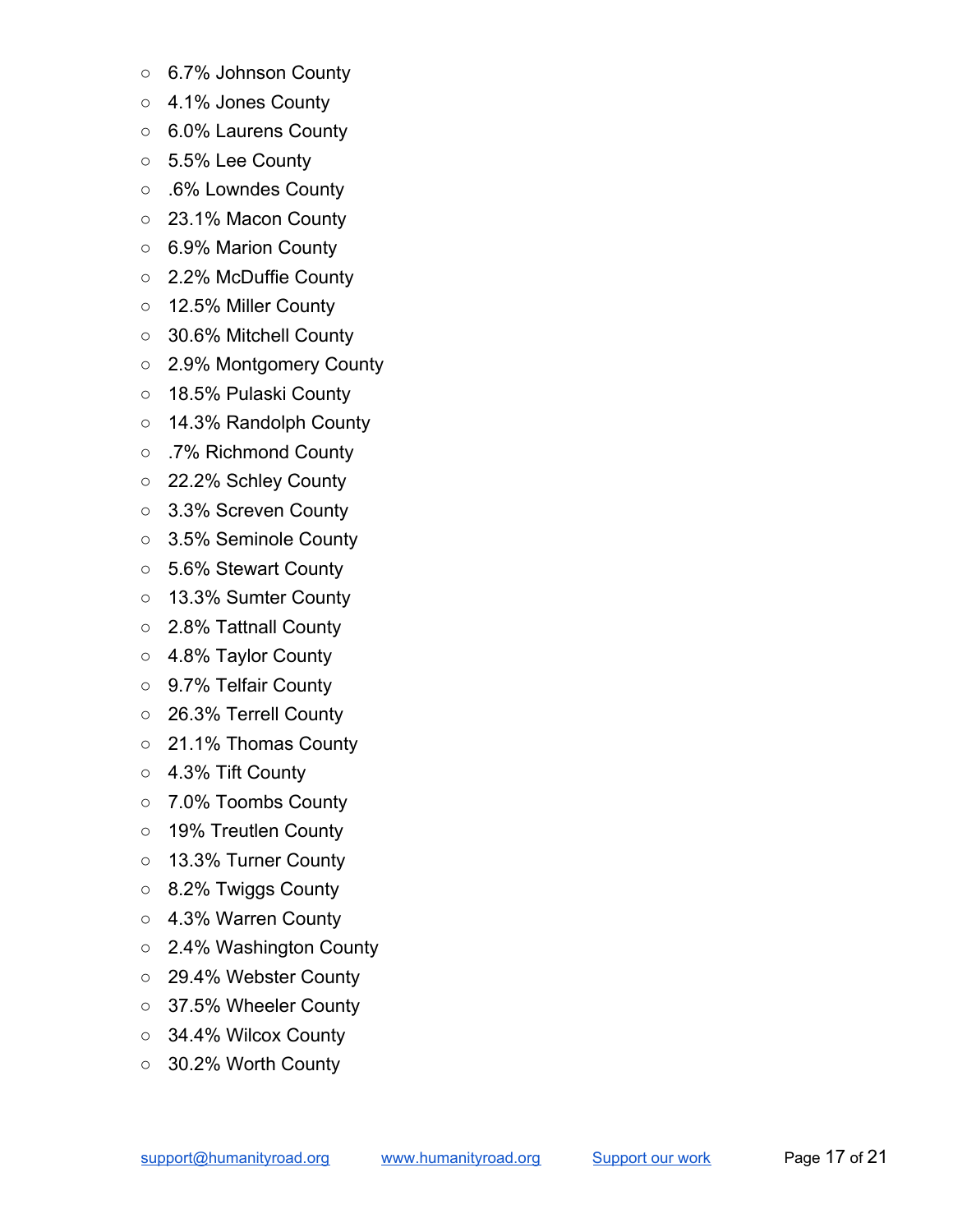- 6.7% Johnson County
- 4.1% Jones County
- 6.0% Laurens County
- 5.5% Lee County
- .6% Lowndes County
- 23.1% Macon County
- 6.9% Marion County
- 2.2% McDuffie County
- 12.5% Miller County
- 30.6% Mitchell County
- 2.9% Montgomery County
- 18.5% Pulaski County
- 14.3% Randolph County
- .7% Richmond County
- 22.2% Schley County
- 3.3% Screven County
- 3.5% Seminole County
- 5.6% Stewart County
- 13.3% Sumter County
- 2.8% Tattnall County
- 4.8% Taylor County
- 9.7% Telfair County
- 26.3% Terrell County
- 21.1% Thomas County
- 4.3% Tift County
- 7.0% Toombs County
- 19% Treutlen County
- 13.3% Turner County
- 8.2% Twiggs County
- 4.3% Warren County
- 2.4% Washington County
- 29.4% Webster County
- 37.5% Wheeler County
- 34.4% Wilcox County
- 30.2% Worth County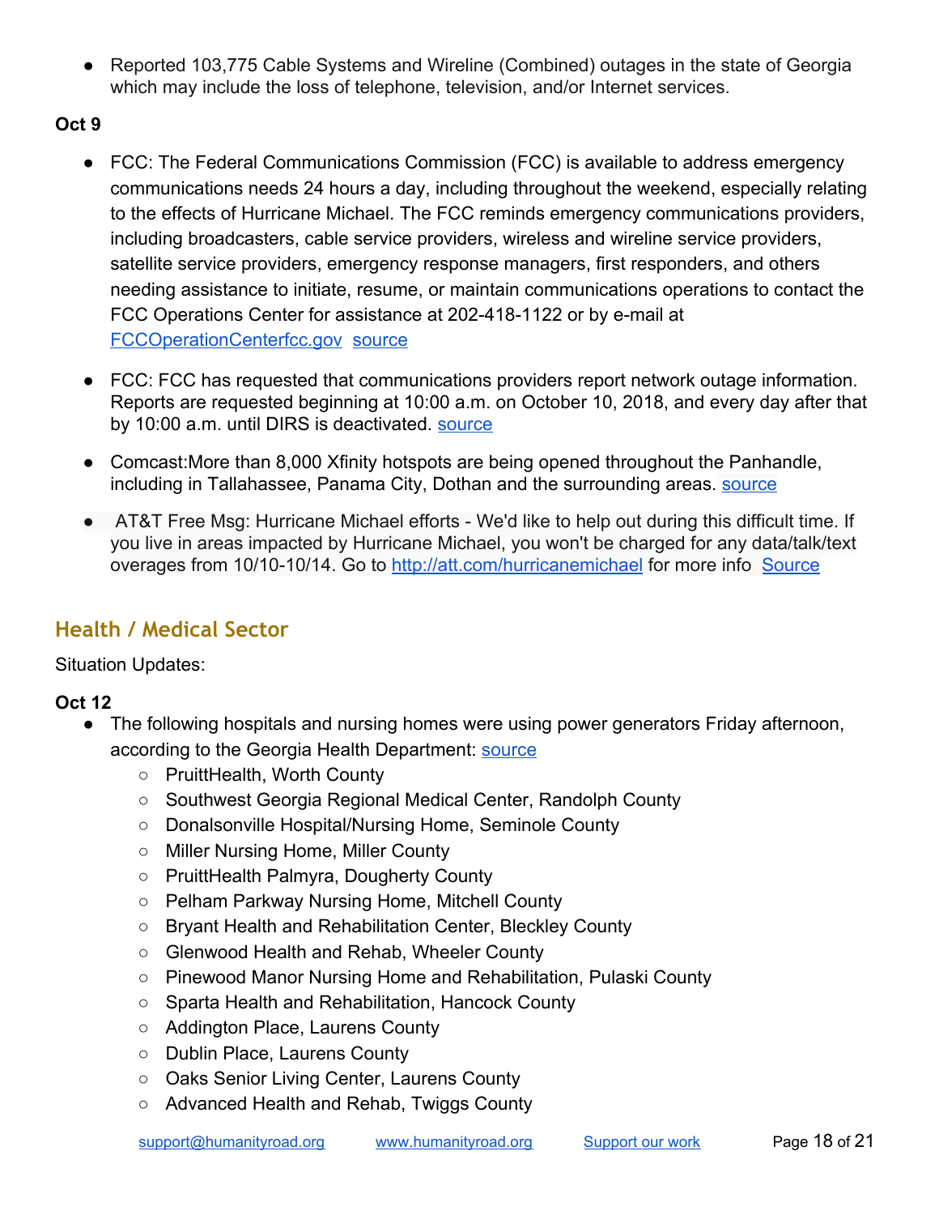- Reported 103,775 Cable Systems and Wireline (Combined) outages in the state of Georgia which may include the loss of telephone, television, and/or Internet services.

**Oct 9**

- FCC: The Federal Communications Commission (FCC) is available to address emergency communications needs 24 hours a day, including throughout the weekend, especially relating to the effects of Hurricane Michael. The FCC reminds emergency communications providers, including broadcasters, cable service providers, wireless and wireline service providers, satellite service providers, emergency response managers, first responders, and others needing assistance to initiate, resume, or maintain communications operations to contact the FCC Operations Center for assistance at 202-418-1122 or by e-mail at FCCOperationCenterfcc.gov source
- FCC: FCC has requested that communications providers report network outage information. Reports are requested beginning at 10:00 a.m. on October 10, 2018, and every day after that by 10:00 a.m. until DIRS is deactivated. source
- Comcast:More than 8,000 Xfinity hotspots are being opened throughout the Panhandle, including in Tallahassee, Panama City, Dothan and the surrounding areas. source
- AT&T Free Msg: Hurricane Michael efforts - We'd like to help out during this difficult time. If you live in areas impacted by Hurricane Michael, you won't be charged for any data/talk/text overages from 10/10-10/14. Go to http://att.com/hurricanemichael for more info Source

## Health / Medical Sector

Situation Updates:

**Oct 12**

- The following hospitals and nursing homes were using power generators Friday afternoon, according to the Georgia Health Department: source
  - PruittHealth, Worth County
  - Southwest Georgia Regional Medical Center, Randolph County
  - Donalsonville Hospital/Nursing Home, Seminole County
  - Miller Nursing Home, Miller County
  - PruittHealth Palmyra, Dougherty County
  - Pelham Parkway Nursing Home, Mitchell County
  - Bryant Health and Rehabilitation Center, Bleckley County
  - Glenwood Health and Rehab, Wheeler County
  - Pinewood Manor Nursing Home and Rehabilitation, Pulaski County
  - Sparta Health and Rehabilitation, Hancock County
  - Addington Place, Laurens County
  - Dublin Place, Laurens County
  - Oaks Senior Living Center, Laurens County
  - Advanced Health and Rehab, Twiggs County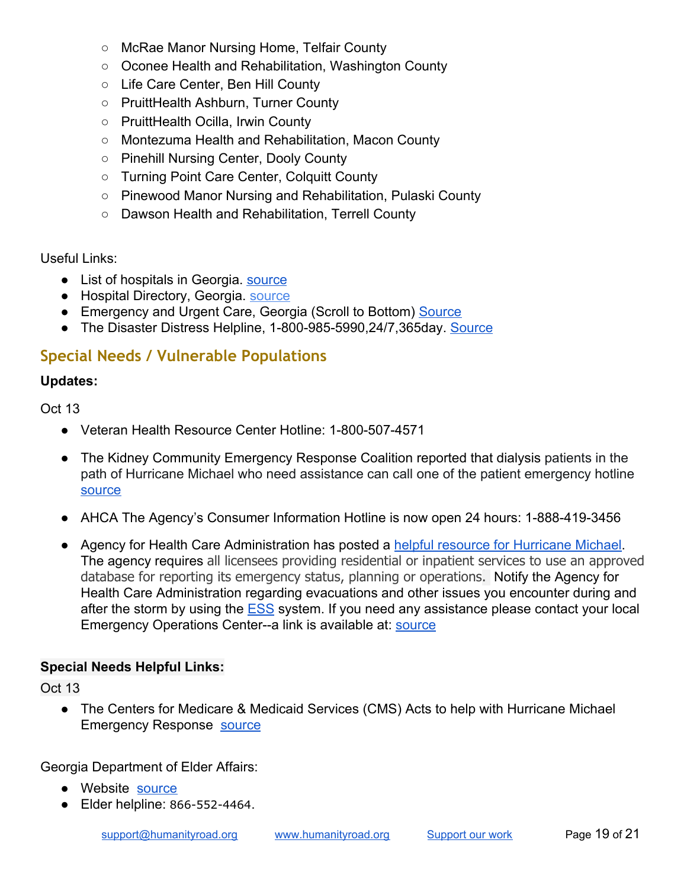- McRae Manor Nursing Home, Telfair County
    - Oconee Health and Rehabilitation, Washington County
    - Life Care Center, Ben Hill County
    - PruittHealth Ashburn, Turner County
    - PruittHealth Ocilla, Irwin County
    - Montezuma Health and Rehabilitation, Macon County
    - Pinehill Nursing Center, Dooly County
    - Turning Point Care Center, Colquitt County
    - Pinewood Manor Nursing and Rehabilitation, Pulaski County
    - Dawson Health and Rehabilitation, Terrell County

Useful Links:

- List of hospitals in Georgia. source
- Hospital Directory, Georgia. source
- Emergency and Urgent Care, Georgia (Scroll to Bottom) Source
- The Disaster Distress Helpline, 1-800-985-5990,24/7,365day. Source

## Special Needs / Vulnerable Populations

**Updates:**

Oct 13

- Veteran Health Resource Center Hotline: 1-800-507-4571
- The Kidney Community Emergency Response Coalition reported that dialysis patients in the path of Hurricane Michael who need assistance can call one of the patient emergency hotline source
- AHCA The Agency's Consumer Information Hotline is now open 24 hours: 1-888-419-3456
- Agency for Health Care Administration has posted a helpful resource for Hurricane Michael. The agency requires all licensees providing residential or inpatient services to use an approved database for reporting its emergency status, planning or operations. Notify the Agency for Health Care Administration regarding evacuations and other issues you encounter during and after the storm by using the ESS system. If you need any assistance please contact your local Emergency Operations Center--a link is available at: source

**Special Needs Helpful Links:**

Oct 13

- The Centers for Medicare & Medicaid Services (CMS) Acts to help with Hurricane Michael Emergency Response source

Georgia Department of Elder Affairs:

- Website source
- Elder helpline: 866-552-4464.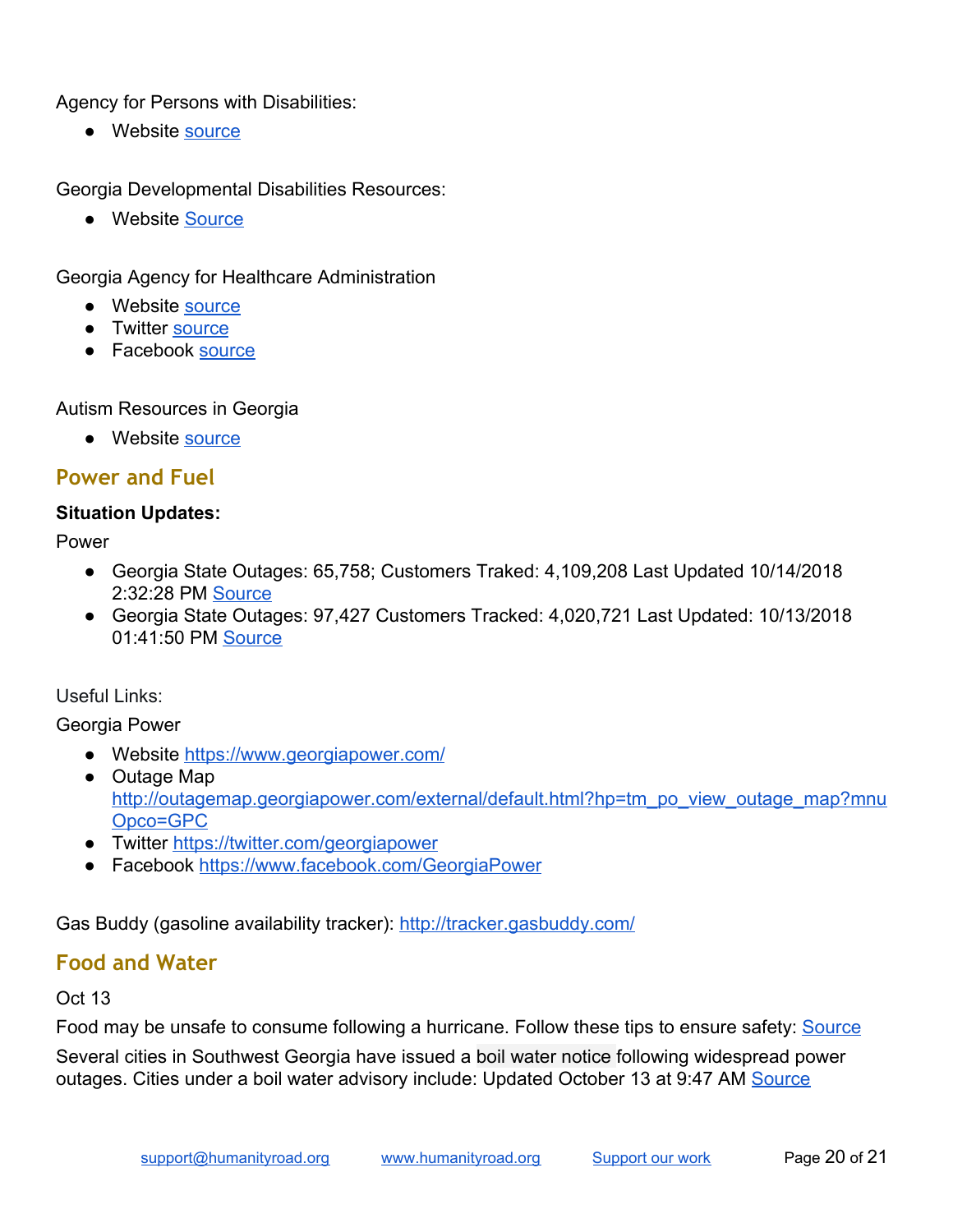Agency for Persons with Disabilities:

- Website source

Georgia Developmental Disabilities Resources:

- Website Source

Georgia Agency for Healthcare Administration

- Website source
- Twitter source
- Facebook source

Autism Resources in Georgia

- Website source

## Power and Fuel

**Situation Updates:**

Power

- Georgia State Outages: 65,758; Customers Traked: 4,109,208 Last Updated 10/14/2018 2:32:28 PM Source
- Georgia State Outages: 97,427 Customers Tracked: 4,020,721 Last Updated: 10/13/2018 01:41:50 PM Source

Useful Links:

Georgia Power

- Website https://www.georgiapower.com/
- Outage Map http://outagemap.georgiapower.com/external/default.html?hp=tm_po_view_outage_map?mnuOpco=GPC
- Twitter https://twitter.com/georgiapower
- Facebook https://www.facebook.com/GeorgiaPower

Gas Buddy (gasoline availability tracker): http://tracker.gasbuddy.com/

## Food and Water

Oct 13

Food may be unsafe to consume following a hurricane. Follow these tips to ensure safety: Source

Several cities in Southwest Georgia have issued a boil water notice following widespread power outages. Cities under a boil water advisory include: Updated October 13 at 9:47 AM Source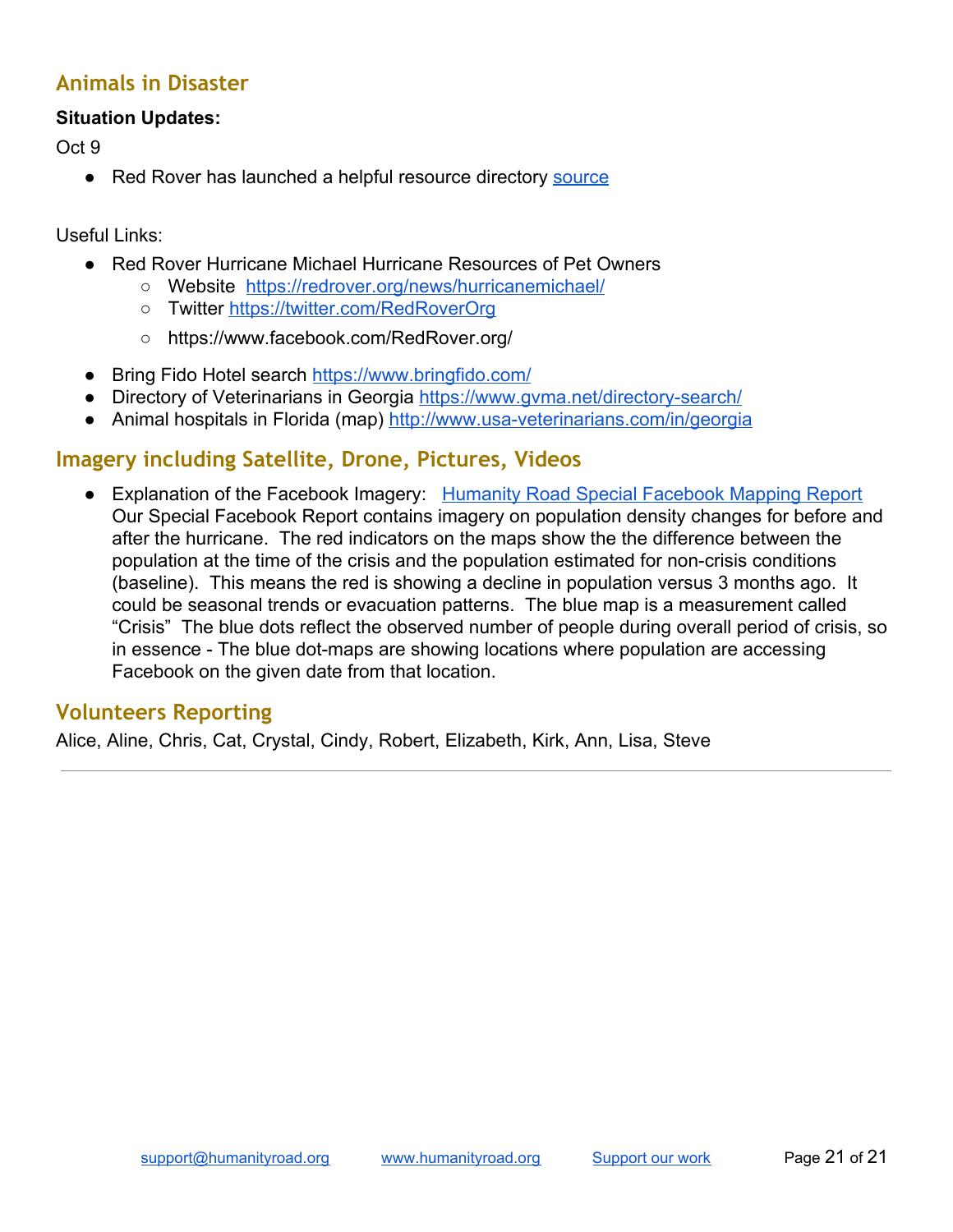## Animals in Disaster

**Situation Updates:**

Oct 9

- Red Rover has launched a helpful resource directory [source]

Useful Links:

- Red Rover Hurricane Michael Hurricane Resources of Pet Owners
  - Website https://redrover.org/news/hurricanemichael/
  - Twitter https://twitter.com/RedRoverOrg
  - https://www.facebook.com/RedRover.org/
- Bring Fido Hotel search https://www.bringfido.com/
- Directory of Veterinarians in Georgia https://www.gvma.net/directory-search/
- Animal hospitals in Florida (map) http://www.usa-veterinarians.com/in/georgia

## Imagery including Satellite, Drone, Pictures, Videos

- Explanation of the Facebook Imagery: Humanity Road Special Facebook Mapping Report
  Our Special Facebook Report contains imagery on population density changes for before and after the hurricane. The red indicators on the maps show the the difference between the population at the time of the crisis and the population estimated for non-crisis conditions (baseline). This means the red is showing a decline in population versus 3 months ago. It could be seasonal trends or evacuation patterns. The blue map is a measurement called "Crisis" The blue dots reflect the observed number of people during overall period of crisis, so in essence - The blue dot-maps are showing locations where population are accessing Facebook on the given date from that location.

## Volunteers Reporting

Alice, Aline, Chris, Cat, Crystal, Cindy, Robert, Elizabeth, Kirk, Ann, Lisa, Steve